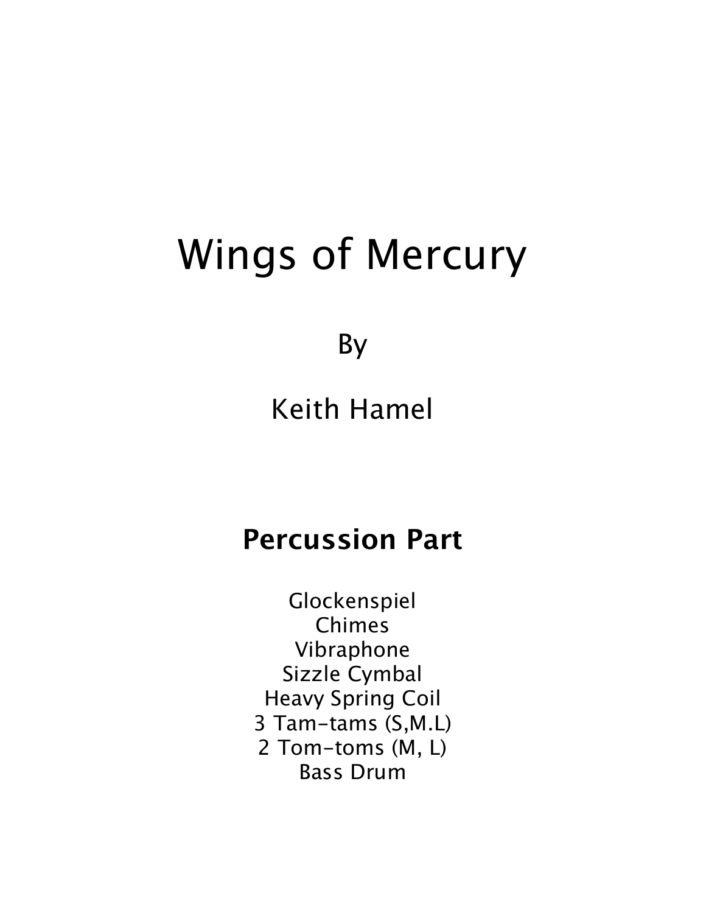# Wings of Mercury

By

Keith Hamel

## **Percussion Part**

Glockenspiel
Chimes
Vibraphone
Sizzle Cymbal
Heavy Spring Coil
3 Tam-tams (S,M.L)
2 Tom-toms (M, L)
Bass Drum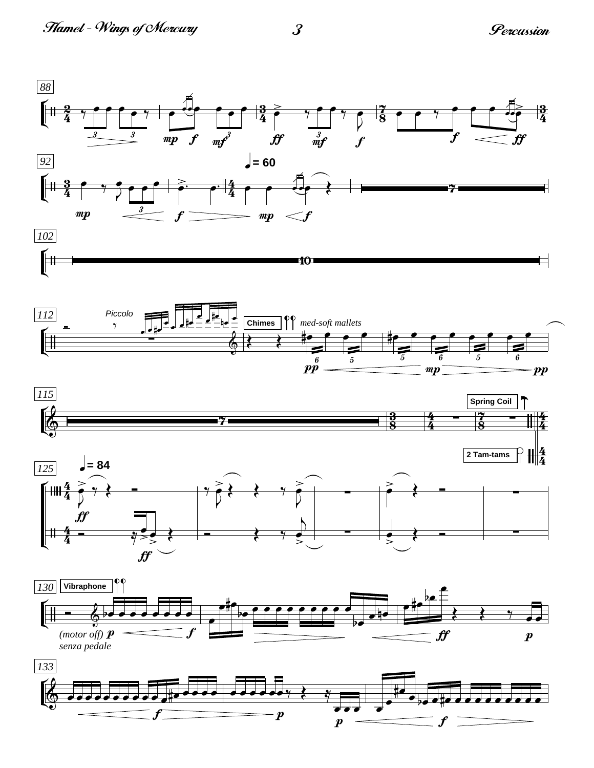88

92

♩= 60

102

10

112

Piccolo

Chimes

*med-soft mallets*

115

7

Spring Coil

2 Tam-tams

125

♩= 84

130

Vibraphone

*(motor off)* ***p***

*senza pedale*

133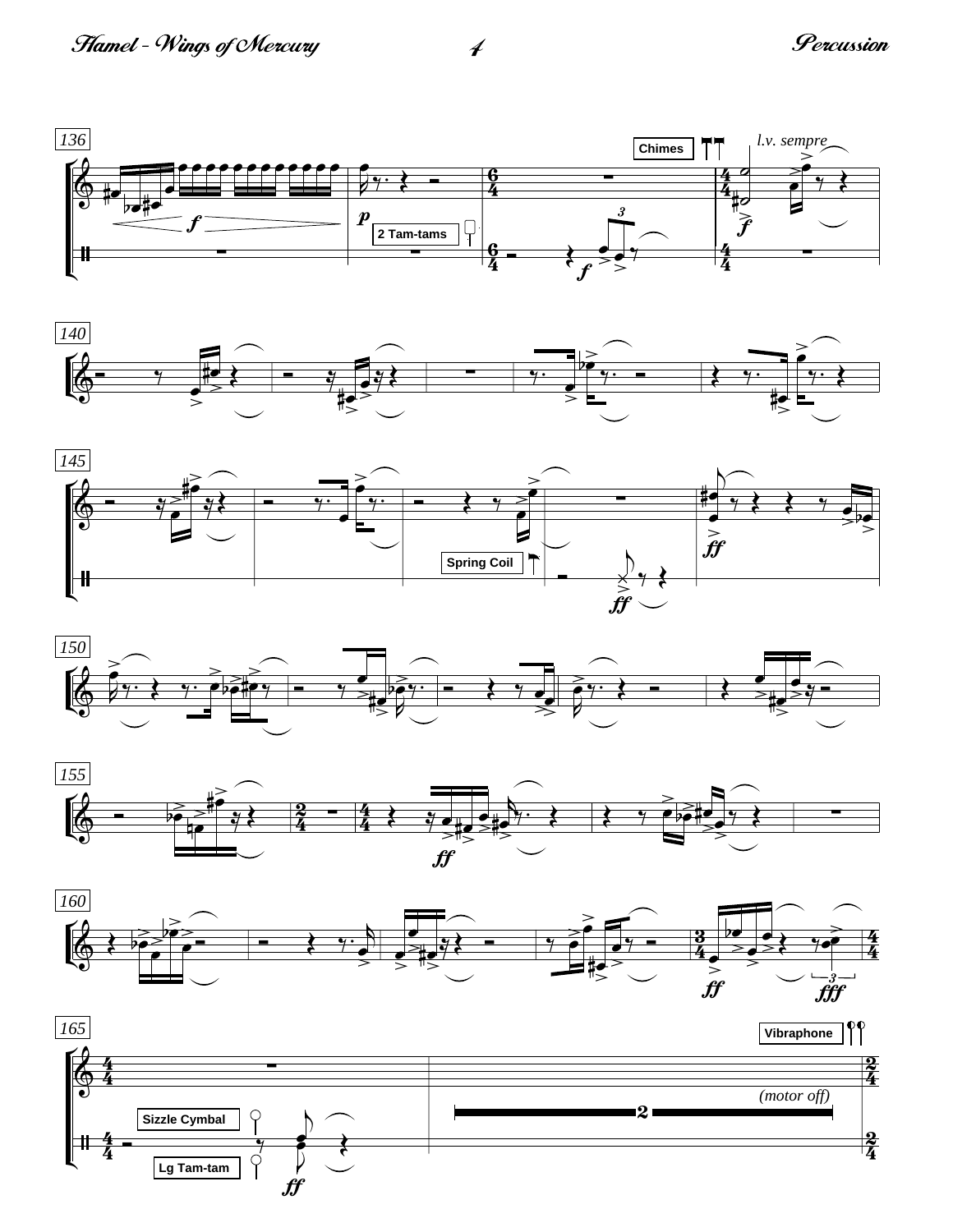136

Chimes

*l.v. sempre*

2 Tam-tams

140

145

Spring Coil

150

155

160

165

Vibraphone

*(motor off)*

Sizzle Cymbal

Lg Tam-tam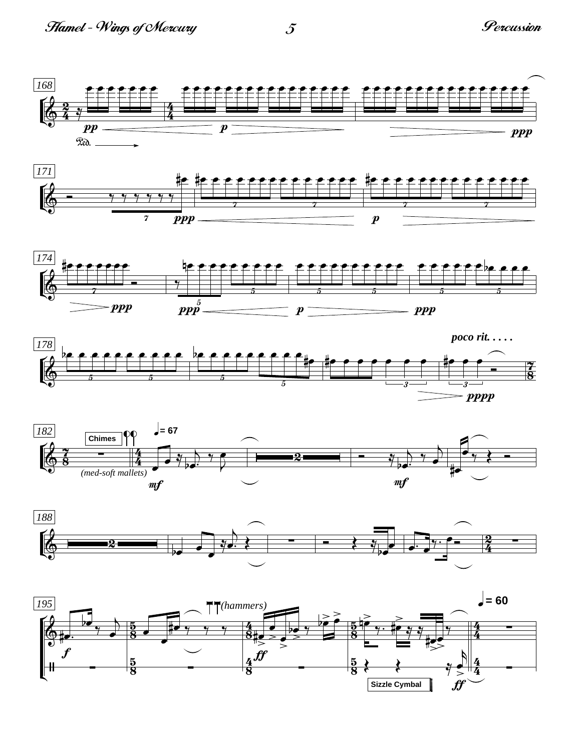168

171

174

178

*poco rit. . . . .*

182

Chimes

*(med-soft mallets)*

♩= 67

188

195

*(hammers)*

♩= 60

Sizzle Cymbal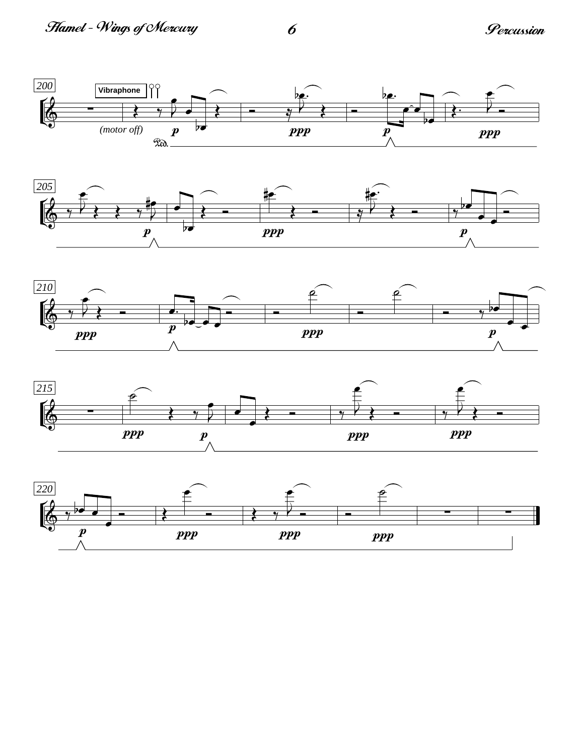200

Vibraphone

(motor off)

p ppp p ppp

Ped.

205

p ppp p

210

ppp p ppp p

215

ppp p ppp ppp

220

p ppp ppp ppp